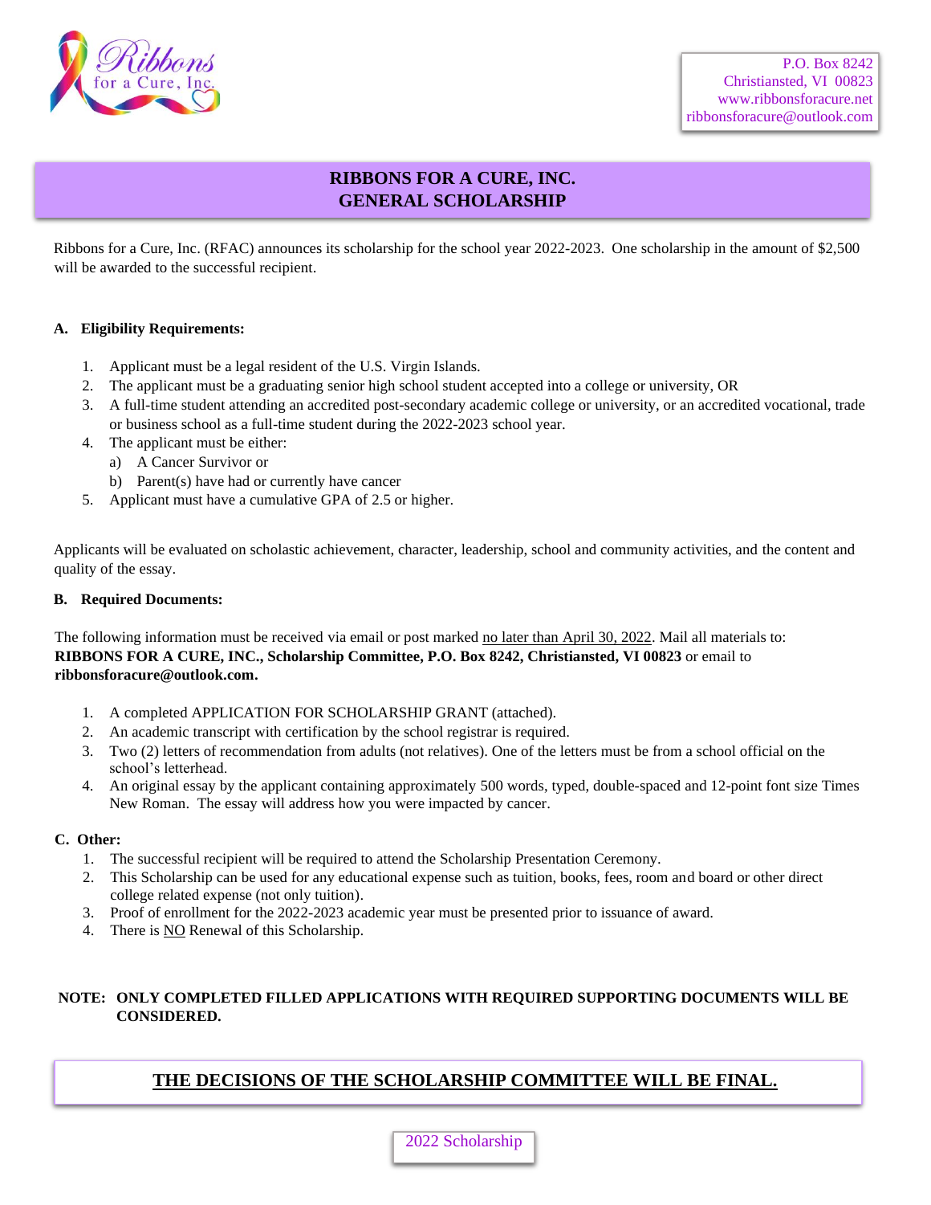Ribbons for a Cure, Inc.

P.O. Box 8242
Christiansted, VI 00823
www.ribbonsforacure.net
ribbonsforacure@outlook.com

# RIBBONS FOR A CURE, INC.
# GENERAL SCHOLARSHIP

Ribbons for a Cure, Inc. (RFAC) announces its scholarship for the school year 2022-2023. One scholarship in the amount of $2,500 will be awarded to the successful recipient.

**A. Eligibility Requirements:**

1. Applicant must be a legal resident of the U.S. Virgin Islands.
2. The applicant must be a graduating senior high school student accepted into a college or university, OR
3. A full-time student attending an accredited post-secondary academic college or university, or an accredited vocational, trade or business school as a full-time student during the 2022-2023 school year.
4. The applicant must be either:
   a) A Cancer Survivor or
   b) Parent(s) have had or currently have cancer
5. Applicant must have a cumulative GPA of 2.5 or higher.

Applicants will be evaluated on scholastic achievement, character, leadership, school and community activities, and the content and quality of the essay.

**B. Required Documents:**

The following information must be received via email or post marked <u>no later than April 30, 2022</u>. Mail all materials to: **RIBBONS FOR A CURE, INC., Scholarship Committee, P.O. Box 8242, Christiansted, VI 00823** or email to **ribbonsforacure@outlook.com.**

1. A completed APPLICATION FOR SCHOLARSHIP GRANT (attached).
2. An academic transcript with certification by the school registrar is required.
3. Two (2) letters of recommendation from adults (not relatives). One of the letters must be from a school official on the school's letterhead.
4. An original essay by the applicant containing approximately 500 words, typed, double-spaced and 12-point font size Times New Roman. The essay will address how you were impacted by cancer.

**C. Other:**

1. The successful recipient will be required to attend the Scholarship Presentation Ceremony.
2. This Scholarship can be used for any educational expense such as tuition, books, fees, room and board or other direct college related expense (not only tuition).
3. Proof of enrollment for the 2022-2023 academic year must be presented prior to issuance of award.
4. There is <u>NO</u> Renewal of this Scholarship.

**NOTE: ONLY COMPLETED FILLED APPLICATIONS WITH REQUIRED SUPPORTING DOCUMENTS WILL BE CONSIDERED.**

**<u>THE DECISIONS OF THE SCHOLARSHIP COMMITTEE WILL BE FINAL.</u>**

2022 Scholarship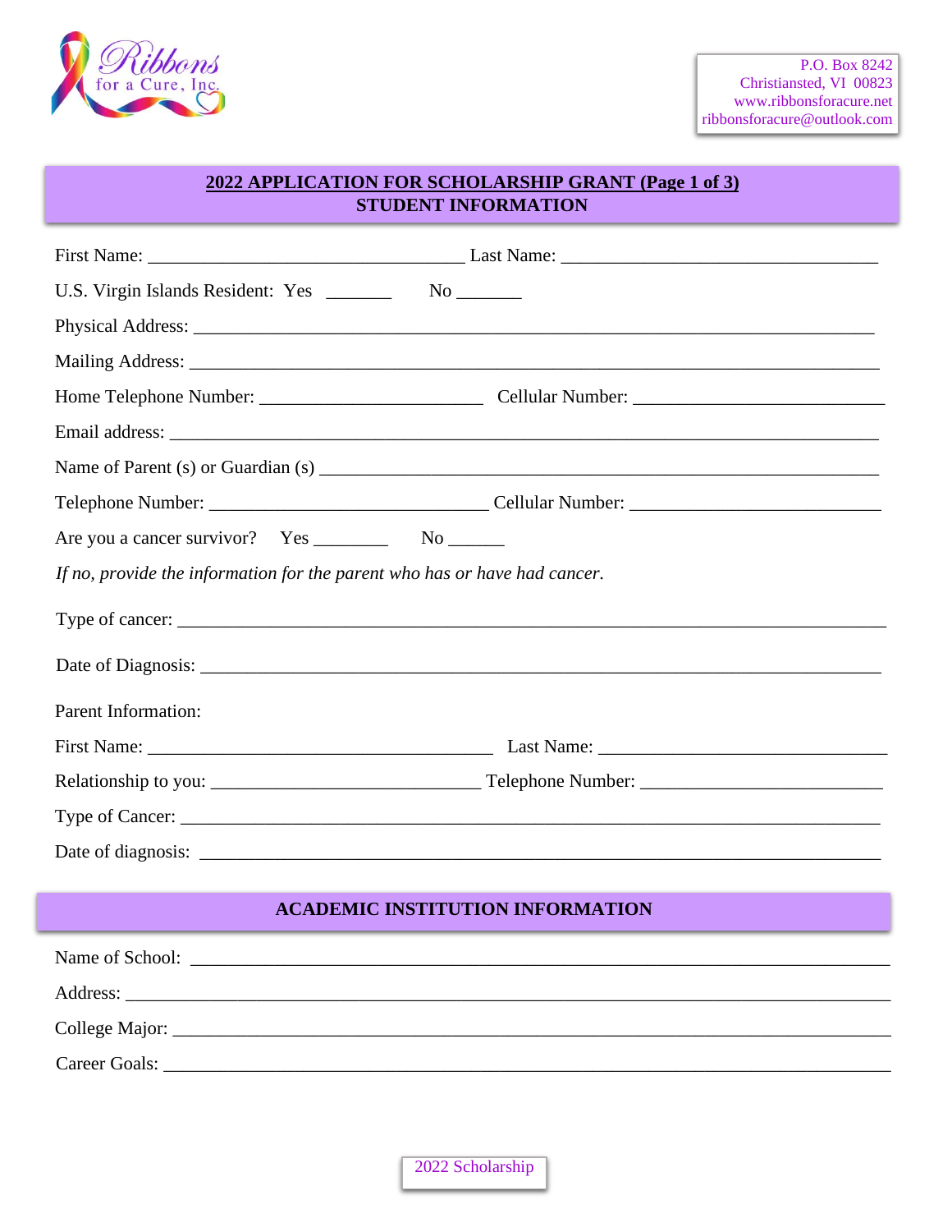Ribbons for a Cure, Inc.

P.O. Box 8242
Christiansted, VI 00823
www.ribbonsforacure.net
ribbonsforacure@outlook.com

## 2022 APPLICATION FOR SCHOLARSHIP GRANT (Page 1 of 3)
## STUDENT INFORMATION

First Name: ___________________________________ Last Name: ___________________________________

U.S. Virgin Islands Resident: Yes _______ No _______

Physical Address: ___________________________________________________________________________

Mailing Address: ____________________________________________________________________________

Home Telephone Number: ________________________ Cellular Number: ___________________________

Email address: ______________________________________________________________________________

Name of Parent (s) or Guardian (s) _____________________________________________________________

Telephone Number: ______________________________ Cellular Number: __________________________

Are you a cancer survivor? Yes ________ No ______

*If no, provide the information for the parent who has or have had cancer.*

Type of cancer: _____________________________________________________________________________

Date of Diagnosis: ___________________________________________________________________________

Parent Information:

First Name: ______________________________________ Last Name: _______________________________

Relationship to you: _____________________________ Telephone Number: __________________________

Type of Cancer: _____________________________________________________________________________

Date of diagnosis: ___________________________________________________________________________

## ACADEMIC INSTITUTION INFORMATION

Name of School: _____________________________________________________________________________

Address: ___________________________________________________________________________________

College Major: ______________________________________________________________________________

Career Goals: _______________________________________________________________________________

2022 Scholarship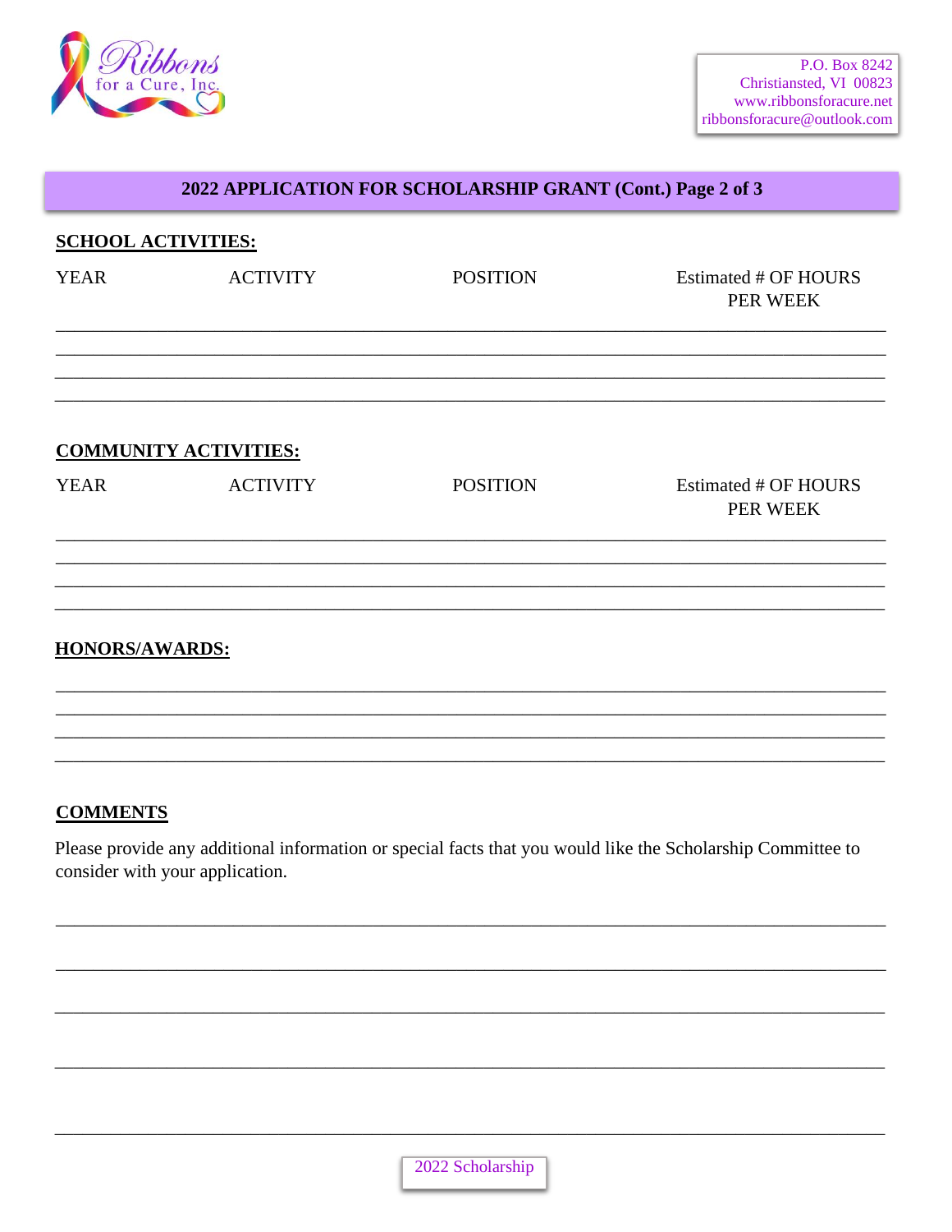P.O. Box 8242
Christiansted, VI 00823
www.ribbonsforacure.net
ribbonsforacure@outlook.com

## 2022 APPLICATION FOR SCHOLARSHIP GRANT (Cont.) Page 2 of 3

**SCHOOL ACTIVITIES:**

| YEAR | ACTIVITY | POSITION | Estimated # OF HOURS PER WEEK |
|---|---|---|---|
| | | | |
| | | | |
| | | | |
| | | | |

**COMMUNITY ACTIVITIES:**

| YEAR | ACTIVITY | POSITION | Estimated # OF HOURS PER WEEK |
|---|---|---|---|
| | | | |
| | | | |
| | | | |
| | | | |

**HONORS/AWARDS:**

\_\_\_\_\_\_\_\_\_\_\_\_\_\_\_\_\_\_\_\_\_\_\_\_\_\_\_\_\_\_\_\_\_\_\_\_\_\_\_\_

\_\_\_\_\_\_\_\_\_\_\_\_\_\_\_\_\_\_\_\_\_\_\_\_\_\_\_\_\_\_\_\_\_\_\_\_\_\_\_\_

\_\_\_\_\_\_\_\_\_\_\_\_\_\_\_\_\_\_\_\_\_\_\_\_\_\_\_\_\_\_\_\_\_\_\_\_\_\_\_\_

\_\_\_\_\_\_\_\_\_\_\_\_\_\_\_\_\_\_\_\_\_\_\_\_\_\_\_\_\_\_\_\_\_\_\_\_\_\_\_\_

**COMMENTS**

Please provide any additional information or special facts that you would like the Scholarship Committee to consider with your application.

\_\_\_\_\_\_\_\_\_\_\_\_\_\_\_\_\_\_\_\_\_\_\_\_\_\_\_\_\_\_\_\_\_\_\_\_\_\_\_\_

\_\_\_\_\_\_\_\_\_\_\_\_\_\_\_\_\_\_\_\_\_\_\_\_\_\_\_\_\_\_\_\_\_\_\_\_\_\_\_\_

\_\_\_\_\_\_\_\_\_\_\_\_\_\_\_\_\_\_\_\_\_\_\_\_\_\_\_\_\_\_\_\_\_\_\_\_\_\_\_\_

\_\_\_\_\_\_\_\_\_\_\_\_\_\_\_\_\_\_\_\_\_\_\_\_\_\_\_\_\_\_\_\_\_\_\_\_\_\_\_\_

\_\_\_\_\_\_\_\_\_\_\_\_\_\_\_\_\_\_\_\_\_\_\_\_\_\_\_\_\_\_\_\_\_\_\_\_\_\_\_\_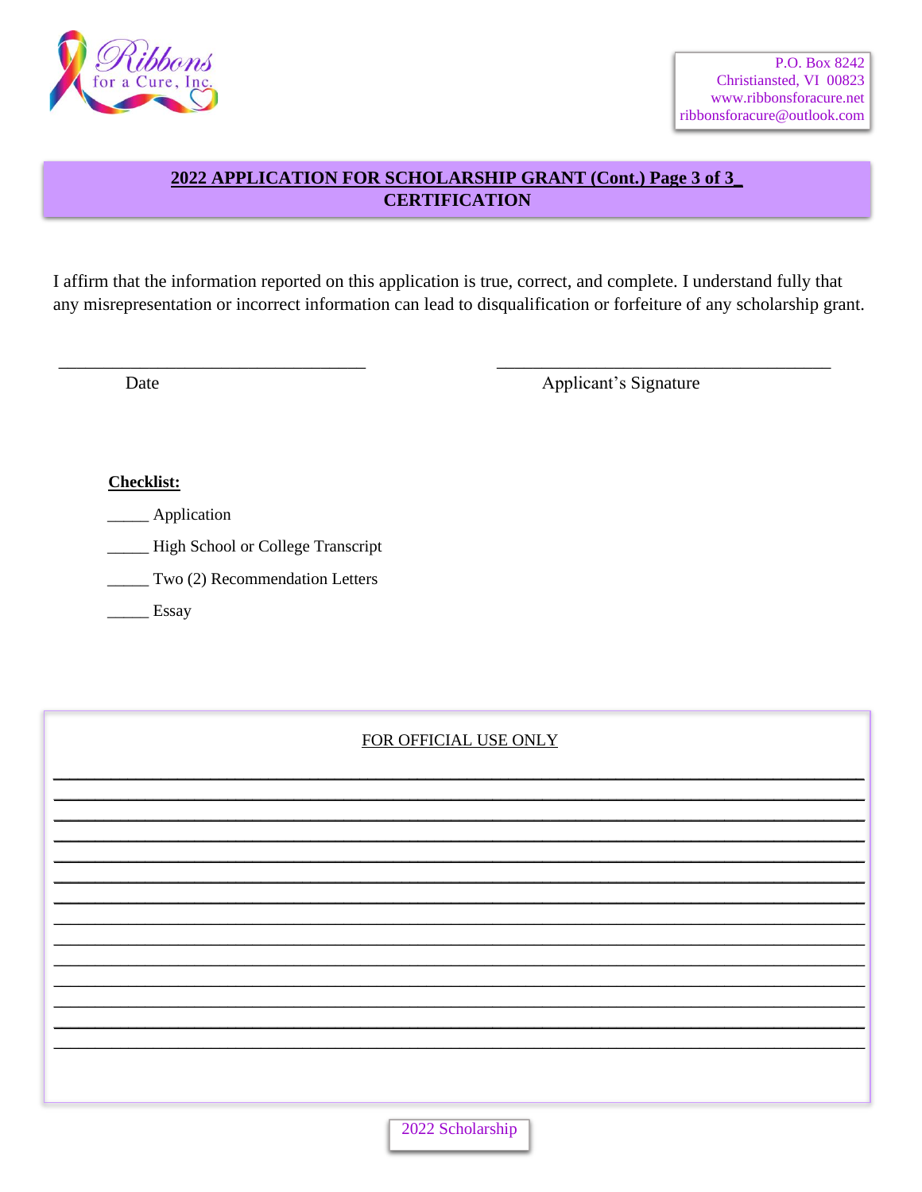P.O. Box 8242
Christiansted, VI 00823
www.ribbonsforacure.net
ribbonsforacure@outlook.com

## 2022 APPLICATION FOR SCHOLARSHIP GRANT (Cont.) Page 3 of 3
## CERTIFICATION

I affirm that the information reported on this application is true, correct, and complete. I understand fully that any misrepresentation or incorrect information can lead to disqualification or forfeiture of any scholarship grant.

___________________________________ Date

___________________________________ Applicant's Signature

**Checklist:**

_____ Application

_____ High School or College Transcript

_____ Two (2) Recommendation Letters

_____ Essay

FOR OFFICIAL USE ONLY

________________________________________________________________________________
________________________________________________________________________________
________________________________________________________________________________
________________________________________________________________________________
________________________________________________________________________________
________________________________________________________________________________
________________________________________________________________________________
________________________________________________________________________________
________________________________________________________________________________
________________________________________________________________________________
________________________________________________________________________________
________________________________________________________________________________
________________________________________________________________________________
________________________________________________________________________________